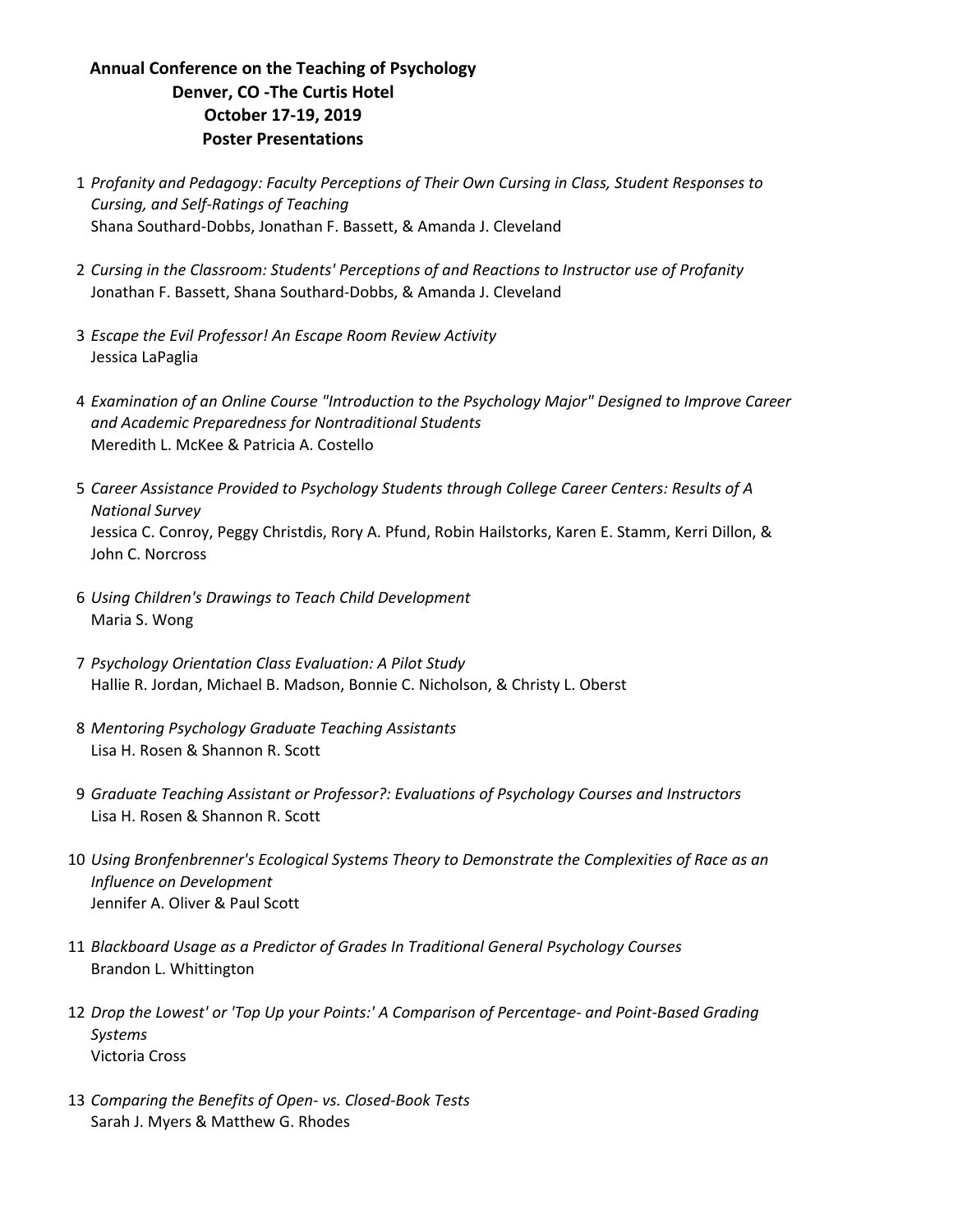**Annual Conference on the Teaching of Psychology**
**Denver, CO -The Curtis Hotel**
**October 17-19, 2019**
**Poster Presentations**

1 *Profanity and Pedagogy: Faculty Perceptions of Their Own Cursing in Class, Student Responses to Cursing, and Self-Ratings of Teaching*
Shana Southard-Dobbs, Jonathan F. Bassett, & Amanda J. Cleveland

2 *Cursing in the Classroom: Students' Perceptions of and Reactions to Instructor use of Profanity*
Jonathan F. Bassett, Shana Southard-Dobbs, & Amanda J. Cleveland

3 *Escape the Evil Professor! An Escape Room Review Activity*
Jessica LaPaglia

4 *Examination of an Online Course "Introduction to the Psychology Major" Designed to Improve Career and Academic Preparedness for Nontraditional Students*
Meredith L. McKee & Patricia A. Costello

5 *Career Assistance Provided to Psychology Students through College Career Centers: Results of A National Survey*
Jessica C. Conroy, Peggy Christdis, Rory A. Pfund, Robin Hailstorks, Karen E. Stamm, Kerri Dillon, & John C. Norcross

6 *Using Children's Drawings to Teach Child Development*
Maria S. Wong

7 *Psychology Orientation Class Evaluation: A Pilot Study*
Hallie R. Jordan, Michael B. Madson, Bonnie C. Nicholson, & Christy L. Oberst

8 *Mentoring Psychology Graduate Teaching Assistants*
Lisa H. Rosen & Shannon R. Scott

9 *Graduate Teaching Assistant or Professor?: Evaluations of Psychology Courses and Instructors*
Lisa H. Rosen & Shannon R. Scott

10 *Using Bronfenbrenner's Ecological Systems Theory to Demonstrate the Complexities of Race as an Influence on Development*
Jennifer A. Oliver & Paul Scott

11 *Blackboard Usage as a Predictor of Grades In Traditional General Psychology Courses*
Brandon L. Whittington

12 *Drop the Lowest' or 'Top Up your Points:' A Comparison of Percentage- and Point-Based Grading Systems*
Victoria Cross

13 *Comparing the Benefits of Open- vs. Closed-Book Tests*
Sarah J. Myers & Matthew G. Rhodes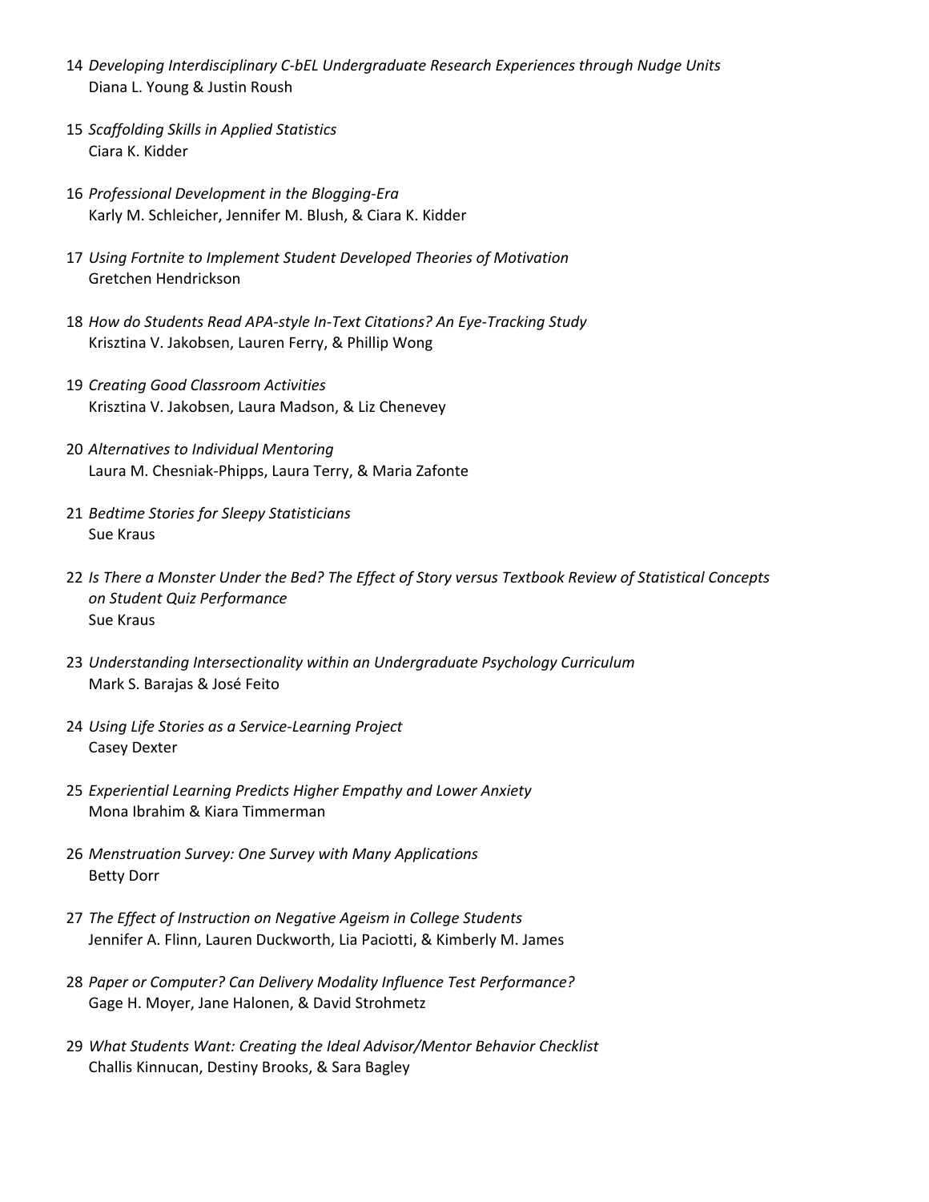14 *Developing Interdisciplinary C-bEL Undergraduate Research Experiences through Nudge Units*
Diana L. Young & Justin Roush

15 *Scaffolding Skills in Applied Statistics*
Ciara K. Kidder

16 *Professional Development in the Blogging-Era*
Karly M. Schleicher, Jennifer M. Blush, & Ciara K. Kidder

17 *Using Fortnite to Implement Student Developed Theories of Motivation*
Gretchen Hendrickson

18 *How do Students Read APA-style In-Text Citations? An Eye-Tracking Study*
Krisztina V. Jakobsen, Lauren Ferry, & Phillip Wong

19 *Creating Good Classroom Activities*
Krisztina V. Jakobsen, Laura Madson, & Liz Chenevey

20 *Alternatives to Individual Mentoring*
Laura M. Chesniak-Phipps, Laura Terry, & Maria Zafonte

21 *Bedtime Stories for Sleepy Statisticians*
Sue Kraus

22 *Is There a Monster Under the Bed? The Effect of Story versus Textbook Review of Statistical Concepts on Student Quiz Performance*
Sue Kraus

23 *Understanding Intersectionality within an Undergraduate Psychology Curriculum*
Mark S. Barajas & José Feito

24 *Using Life Stories as a Service-Learning Project*
Casey Dexter

25 *Experiential Learning Predicts Higher Empathy and Lower Anxiety*
Mona Ibrahim & Kiara Timmerman

26 *Menstruation Survey: One Survey with Many Applications*
Betty Dorr

27 *The Effect of Instruction on Negative Ageism in College Students*
Jennifer A. Flinn, Lauren Duckworth, Lia Paciotti, & Kimberly M. James

28 *Paper or Computer? Can Delivery Modality Influence Test Performance?*
Gage H. Moyer, Jane Halonen, & David Strohmetz

29 *What Students Want: Creating the Ideal Advisor/Mentor Behavior Checklist*
Challis Kinnucan, Destiny Brooks, & Sara Bagley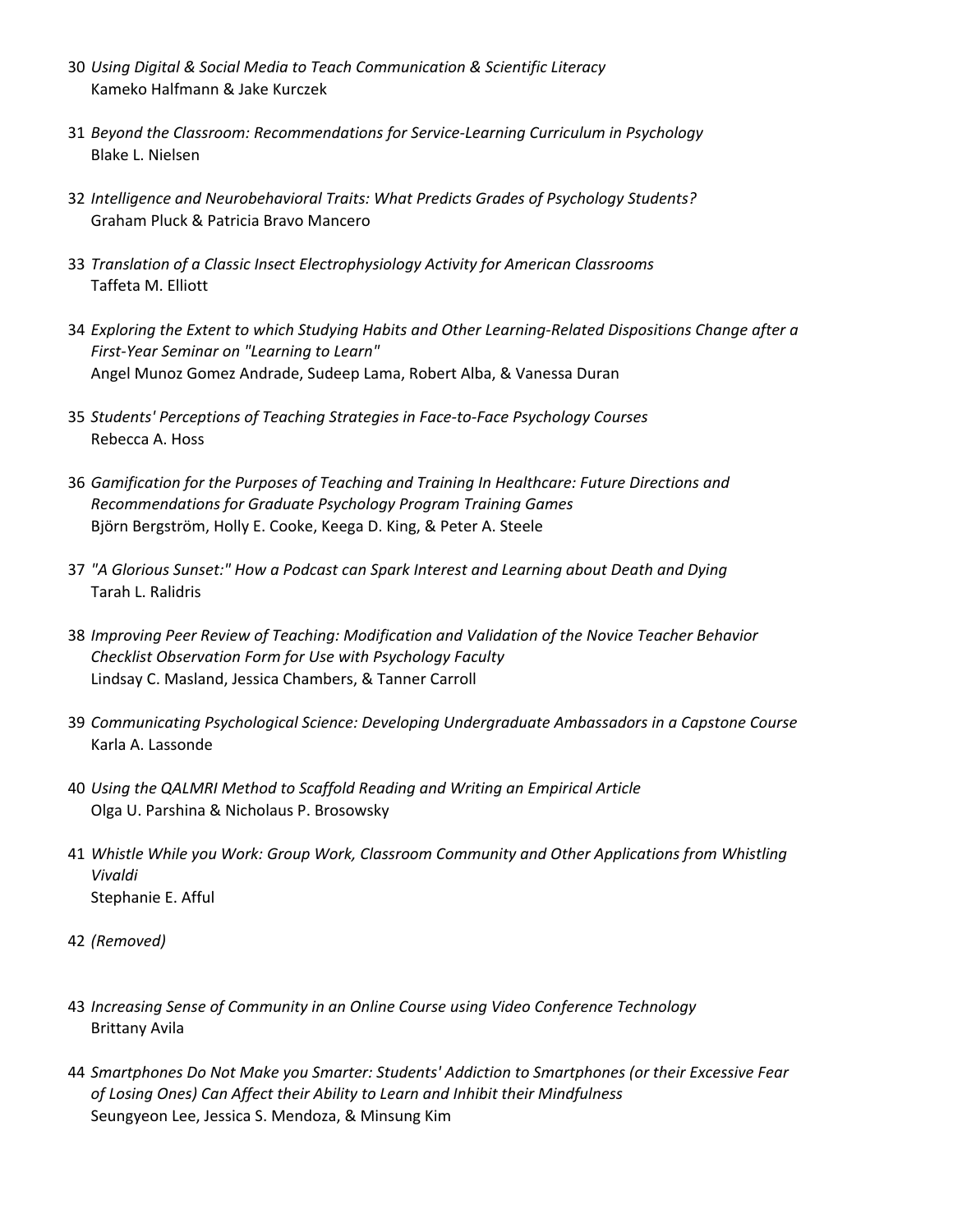30 *Using Digital & Social Media to Teach Communication & Scientific Literacy*
Kameko Halfmann & Jake Kurczek

31 *Beyond the Classroom: Recommendations for Service-Learning Curriculum in Psychology*
Blake L. Nielsen

32 *Intelligence and Neurobehavioral Traits: What Predicts Grades of Psychology Students?*
Graham Pluck & Patricia Bravo Mancero

33 *Translation of a Classic Insect Electrophysiology Activity for American Classrooms*
Taffeta M. Elliott

34 *Exploring the Extent to which Studying Habits and Other Learning-Related Dispositions Change after a First-Year Seminar on "Learning to Learn"*
Angel Munoz Gomez Andrade, Sudeep Lama, Robert Alba, & Vanessa Duran

35 *Students' Perceptions of Teaching Strategies in Face-to-Face Psychology Courses*
Rebecca A. Hoss

36 *Gamification for the Purposes of Teaching and Training In Healthcare: Future Directions and Recommendations for Graduate Psychology Program Training Games*
Björn Bergström, Holly E. Cooke, Keega D. King, & Peter A. Steele

37 *"A Glorious Sunset:" How a Podcast can Spark Interest and Learning about Death and Dying*
Tarah L. Ralidris

38 *Improving Peer Review of Teaching: Modification and Validation of the Novice Teacher Behavior Checklist Observation Form for Use with Psychology Faculty*
Lindsay C. Masland, Jessica Chambers, & Tanner Carroll

39 *Communicating Psychological Science: Developing Undergraduate Ambassadors in a Capstone Course*
Karla A. Lassonde

40 *Using the QALMRI Method to Scaffold Reading and Writing an Empirical Article*
Olga U. Parshina & Nicholaus P. Brosowsky

41 *Whistle While you Work: Group Work, Classroom Community and Other Applications from Whistling Vivaldi*
Stephanie E. Afful

42 *(Removed)*

43 *Increasing Sense of Community in an Online Course using Video Conference Technology*
Brittany Avila

44 *Smartphones Do Not Make you Smarter: Students' Addiction to Smartphones (or their Excessive Fear of Losing Ones) Can Affect their Ability to Learn and Inhibit their Mindfulness*
Seungyeon Lee, Jessica S. Mendoza, & Minsung Kim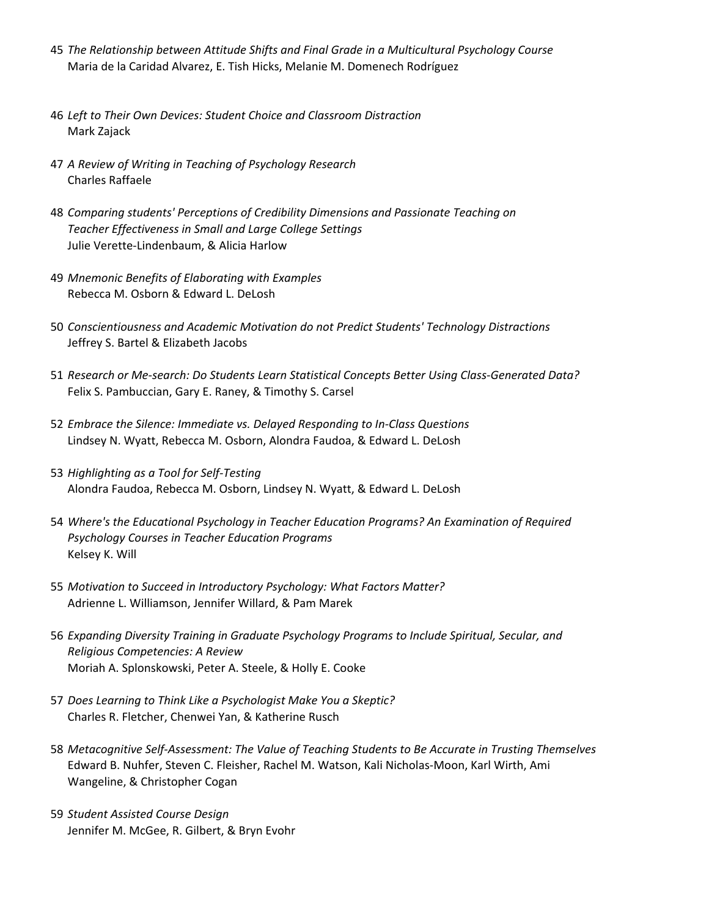45 *The Relationship between Attitude Shifts and Final Grade in a Multicultural Psychology Course*
Maria de la Caridad Alvarez, E. Tish Hicks, Melanie M. Domenech Rodríguez

46 *Left to Their Own Devices: Student Choice and Classroom Distraction*
Mark Zajack

47 *A Review of Writing in Teaching of Psychology Research*
Charles Raffaele

48 *Comparing students' Perceptions of Credibility Dimensions and Passionate Teaching on Teacher Effectiveness in Small and Large College Settings*
Julie Verette-Lindenbaum, & Alicia Harlow

49 *Mnemonic Benefits of Elaborating with Examples*
Rebecca M. Osborn & Edward L. DeLosh

50 *Conscientiousness and Academic Motivation do not Predict Students' Technology Distractions*
Jeffrey S. Bartel & Elizabeth Jacobs

51 *Research or Me-search: Do Students Learn Statistical Concepts Better Using Class-Generated Data?*
Felix S. Pambuccian, Gary E. Raney, & Timothy S. Carsel

52 *Embrace the Silence: Immediate vs. Delayed Responding to In-Class Questions*
Lindsey N. Wyatt, Rebecca M. Osborn, Alondra Faudoa, & Edward L. DeLosh

53 *Highlighting as a Tool for Self-Testing*
Alondra Faudoa, Rebecca M. Osborn, Lindsey N. Wyatt, & Edward L. DeLosh

54 *Where's the Educational Psychology in Teacher Education Programs? An Examination of Required Psychology Courses in Teacher Education Programs*
Kelsey K. Will

55 *Motivation to Succeed in Introductory Psychology: What Factors Matter?*
Adrienne L. Williamson, Jennifer Willard, & Pam Marek

56 *Expanding Diversity Training in Graduate Psychology Programs to Include Spiritual, Secular, and Religious Competencies: A Review*
Moriah A. Splonskowski, Peter A. Steele, & Holly E. Cooke

57 *Does Learning to Think Like a Psychologist Make You a Skeptic?*
Charles R. Fletcher, Chenwei Yan, & Katherine Rusch

58 *Metacognitive Self-Assessment: The Value of Teaching Students to Be Accurate in Trusting Themselves*
Edward B. Nuhfer, Steven C. Fleisher, Rachel M. Watson, Kali Nicholas-Moon, Karl Wirth, Ami Wangeline, & Christopher Cogan

59 *Student Assisted Course Design*
Jennifer M. McGee, R. Gilbert, & Bryn Evohr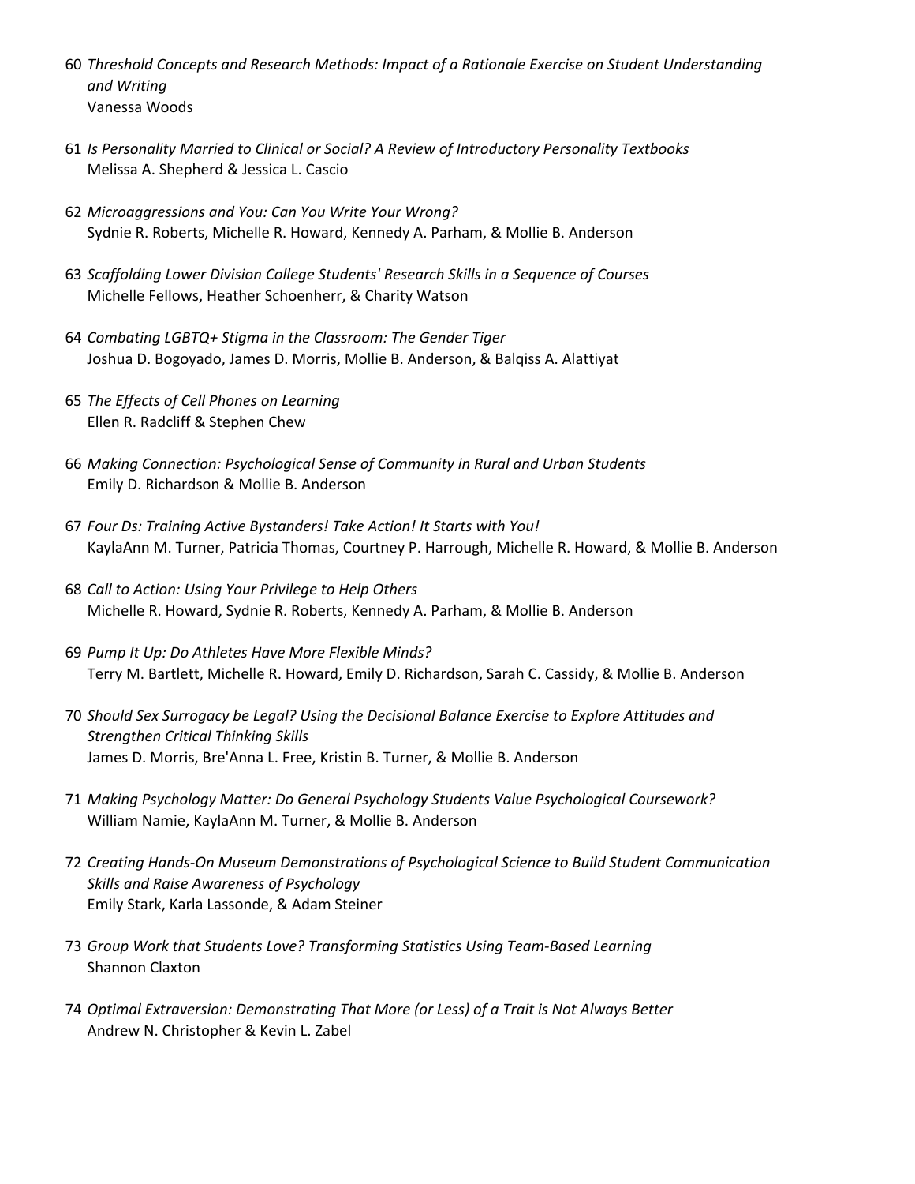60 *Threshold Concepts and Research Methods: Impact of a Rationale Exercise on Student Understanding and Writing*
Vanessa Woods

61 *Is Personality Married to Clinical or Social? A Review of Introductory Personality Textbooks*
Melissa A. Shepherd & Jessica L. Cascio

62 *Microaggressions and You: Can You Write Your Wrong?*
Sydnie R. Roberts, Michelle R. Howard, Kennedy A. Parham, & Mollie B. Anderson

63 *Scaffolding Lower Division College Students' Research Skills in a Sequence of Courses*
Michelle Fellows, Heather Schoenherr, & Charity Watson

64 *Combating LGBTQ+ Stigma in the Classroom: The Gender Tiger*
Joshua D. Bogoyado, James D. Morris, Mollie B. Anderson, & Balqiss A. Alattiyat

65 *The Effects of Cell Phones on Learning*
Ellen R. Radcliff & Stephen Chew

66 *Making Connection: Psychological Sense of Community in Rural and Urban Students*
Emily D. Richardson & Mollie B. Anderson

67 *Four Ds: Training Active Bystanders! Take Action! It Starts with You!*
KaylaAnn M. Turner, Patricia Thomas, Courtney P. Harrough, Michelle R. Howard, & Mollie B. Anderson

68 *Call to Action: Using Your Privilege to Help Others*
Michelle R. Howard, Sydnie R. Roberts, Kennedy A. Parham, & Mollie B. Anderson

69 *Pump It Up: Do Athletes Have More Flexible Minds?*
Terry M. Bartlett, Michelle R. Howard, Emily D. Richardson, Sarah C. Cassidy, & Mollie B. Anderson

70 *Should Sex Surrogacy be Legal? Using the Decisional Balance Exercise to Explore Attitudes and Strengthen Critical Thinking Skills*
James D. Morris, Bre'Anna L. Free, Kristin B. Turner, & Mollie B. Anderson

71 *Making Psychology Matter: Do General Psychology Students Value Psychological Coursework?*
William Namie, KaylaAnn M. Turner, & Mollie B. Anderson

72 *Creating Hands-On Museum Demonstrations of Psychological Science to Build Student Communication Skills and Raise Awareness of Psychology*
Emily Stark, Karla Lassonde, & Adam Steiner

73 *Group Work that Students Love? Transforming Statistics Using Team-Based Learning*
Shannon Claxton

74 *Optimal Extraversion: Demonstrating That More (or Less) of a Trait is Not Always Better*
Andrew N. Christopher & Kevin L. Zabel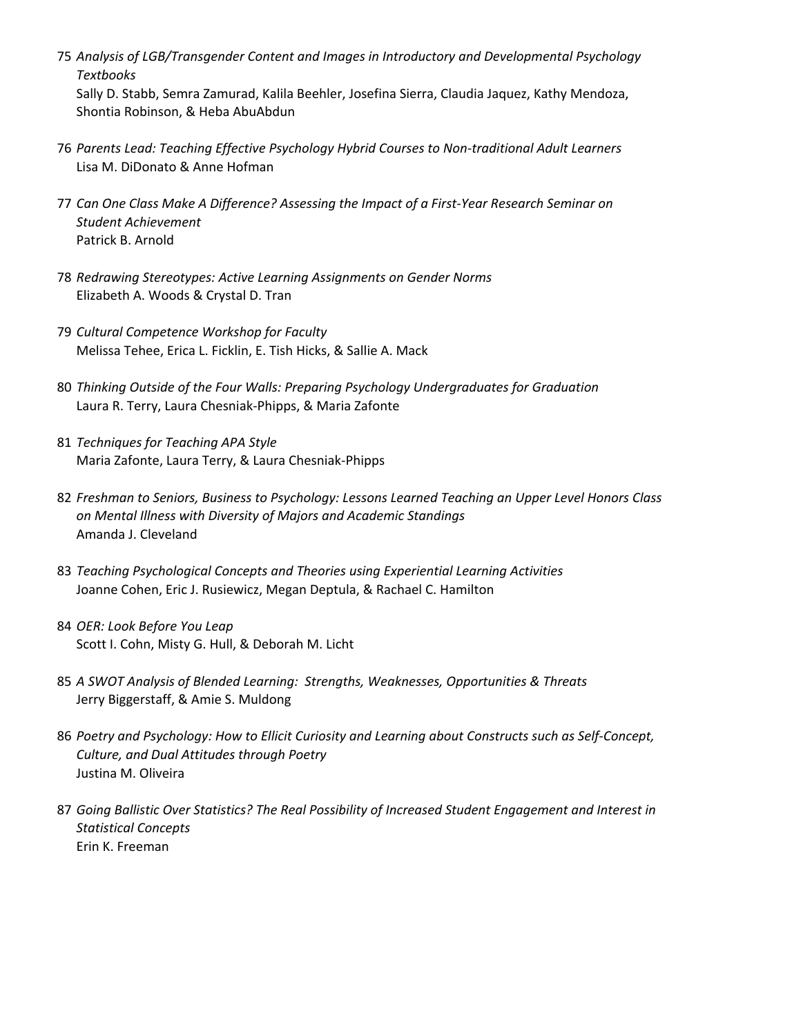75 *Analysis of LGB/Transgender Content and Images in Introductory and Developmental Psychology Textbooks*
Sally D. Stabb, Semra Zamurad, Kalila Beehler, Josefina Sierra, Claudia Jaquez, Kathy Mendoza, Shontia Robinson, & Heba AbuAbdun

76 *Parents Lead: Teaching Effective Psychology Hybrid Courses to Non-traditional Adult Learners*
Lisa M. DiDonato & Anne Hofman

77 *Can One Class Make A Difference? Assessing the Impact of a First-Year Research Seminar on Student Achievement*
Patrick B. Arnold

78 *Redrawing Stereotypes: Active Learning Assignments on Gender Norms*
Elizabeth A. Woods & Crystal D. Tran

79 *Cultural Competence Workshop for Faculty*
Melissa Tehee, Erica L. Ficklin, E. Tish Hicks, & Sallie A. Mack

80 *Thinking Outside of the Four Walls: Preparing Psychology Undergraduates for Graduation*
Laura R. Terry, Laura Chesniak-Phipps, & Maria Zafonte

81 *Techniques for Teaching APA Style*
Maria Zafonte, Laura Terry, & Laura Chesniak-Phipps

82 *Freshman to Seniors, Business to Psychology: Lessons Learned Teaching an Upper Level Honors Class on Mental Illness with Diversity of Majors and Academic Standings*
Amanda J. Cleveland

83 *Teaching Psychological Concepts and Theories using Experiential Learning Activities*
Joanne Cohen, Eric J. Rusiewicz, Megan Deptula, & Rachael C. Hamilton

84 *OER: Look Before You Leap*
Scott I. Cohn, Misty G. Hull, & Deborah M. Licht

85 *A SWOT Analysis of Blended Learning: Strengths, Weaknesses, Opportunities & Threats*
Jerry Biggerstaff, & Amie S. Muldong

86 *Poetry and Psychology: How to Ellicit Curiosity and Learning about Constructs such as Self-Concept, Culture, and Dual Attitudes through Poetry*
Justina M. Oliveira

87 *Going Ballistic Over Statistics? The Real Possibility of Increased Student Engagement and Interest in Statistical Concepts*
Erin K. Freeman